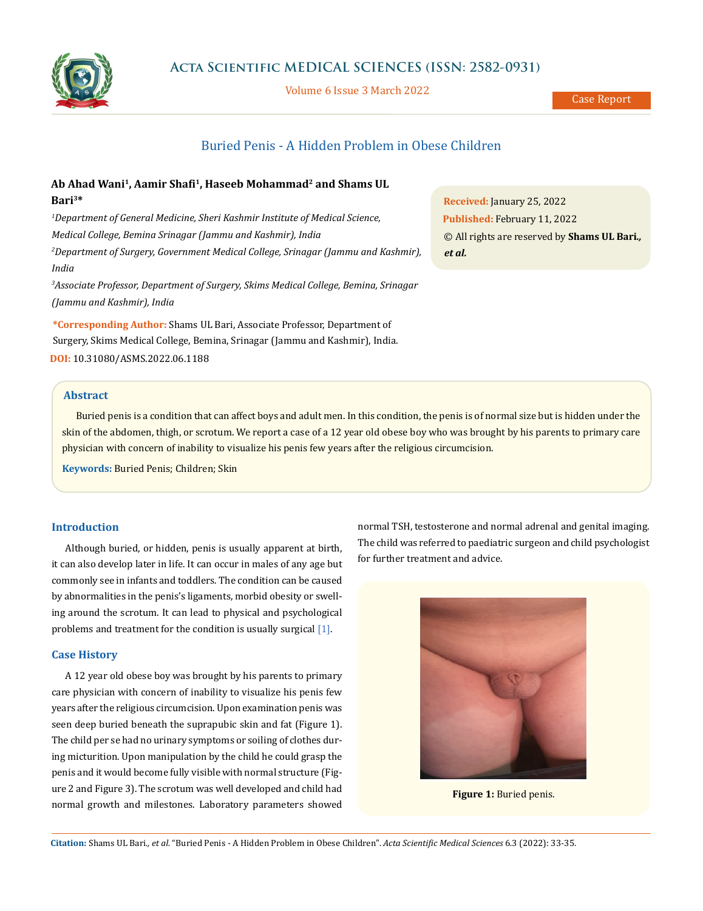# Buried Penis - A Hidden Problem in Obese Children

**Ab Ahad Wani[1], Aamir Shafi[1], Haseeb Mohammad[2] and Shams UL Bari[3]***

*[1]Department of General Medicine, Sheri Kashmir Institute of Medical Science, Medical College, Bemina Srinagar (Jammu and Kashmir), India*

*[2]Department of Surgery, Government Medical College, Srinagar (Jammu and Kashmir), India*

*[3]Associate Professor, Department of Surgery, Skims Medical College, Bemina, Srinagar (Jammu and Kashmir), India*

***Corresponding Author:** Shams UL Bari, Associate Professor, Department of Surgery, Skims Medical College, Bemina, Srinagar (Jammu and Kashmir), India.

**DOI:** 10.31080/ASMS.2022.06.1188

**Received:** January 25, 2022
**Published:** February 11, 2022
© All rights are reserved by **Shams UL Bari., *et al.***

## Abstract

Buried penis is a condition that can affect boys and adult men. In this condition, the penis is of normal size but is hidden under the skin of the abdomen, thigh, or scrotum. We report a case of a 12 year old obese boy who was brought by his parents to primary care physician with concern of inability to visualize his penis few years after the religious circumcision.

**Keywords:** Buried Penis; Children; Skin

## Introduction

Although buried, or hidden, penis is usually apparent at birth, it can also develop later in life. It can occur in males of any age but commonly see in infants and toddlers. The condition can be caused by abnormalities in the penis's ligaments, morbid obesity or swelling around the scrotum. It can lead to physical and psychological problems and treatment for the condition is usually surgical [1].

## Case History

A 12 year old obese boy was brought by his parents to primary care physician with concern of inability to visualize his penis few years after the religious circumcision. Upon examination penis was seen deep buried beneath the suprapubic skin and fat (Figure 1). The child per se had no urinary symptoms or soiling of clothes during micturition. Upon manipulation by the child he could grasp the penis and it would become fully visible with normal structure (Figure 2 and Figure 3). The scrotum was well developed and child had normal growth and milestones. Laboratory parameters showed normal TSH, testosterone and normal adrenal and genital imaging. The child was referred to paediatric surgeon and child psychologist for further treatment and advice.

**Figure 1:** Buried penis.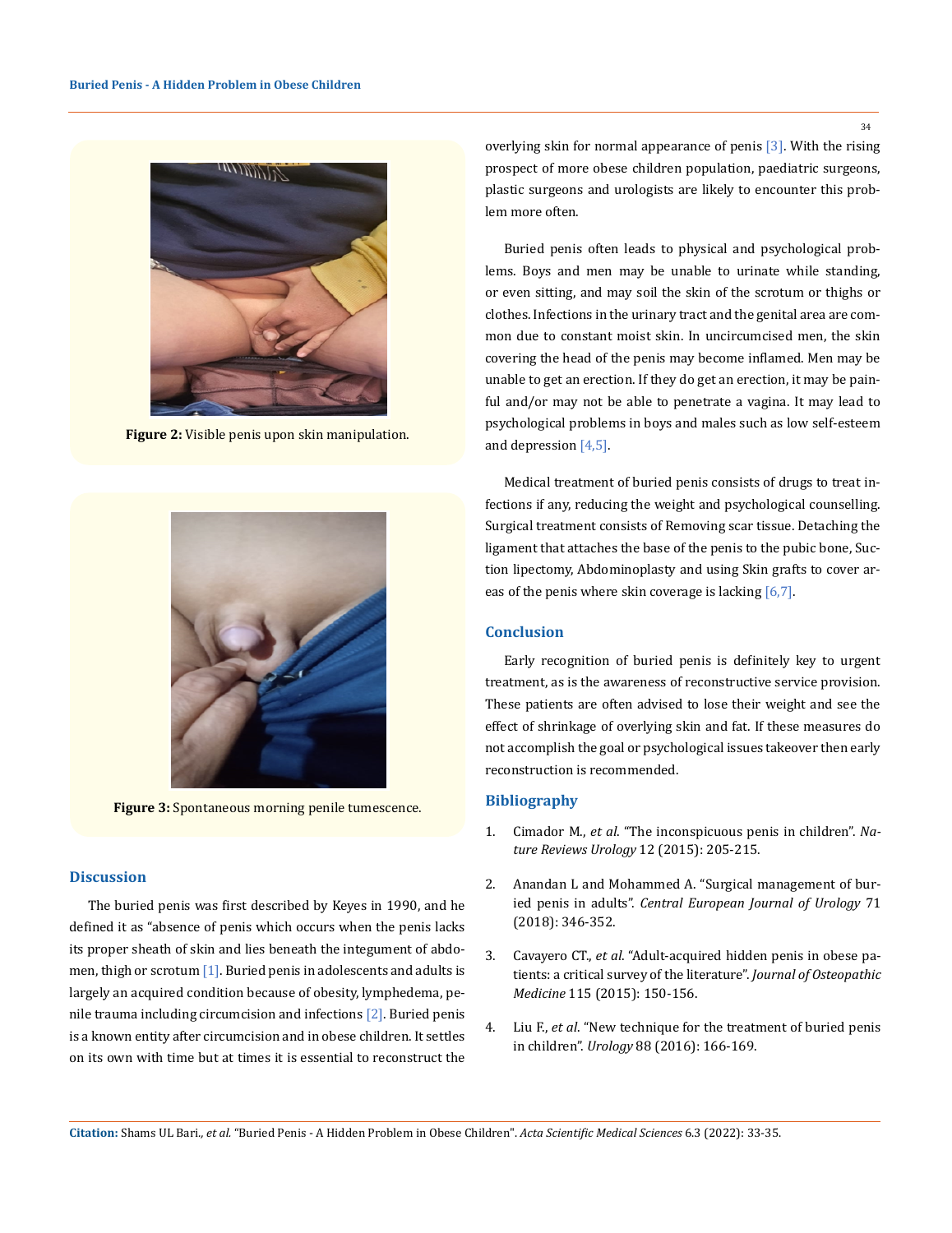**Figure 2:** Visible penis upon skin manipulation.

**Figure 3:** Spontaneous morning penile tumescence.

## Discussion

The buried penis was first described by Keyes in 1990, and he defined it as "absence of penis which occurs when the penis lacks its proper sheath of skin and lies beneath the integument of abdomen, thigh or scrotum [1]. Buried penis in adolescents and adults is largely an acquired condition because of obesity, lymphedema, penile trauma including circumcision and infections [2]. Buried penis is a known entity after circumcision and in obese children. It settles on its own with time but at times it is essential to reconstruct the overlying skin for normal appearance of penis [3]. With the rising prospect of more obese children population, paediatric surgeons, plastic surgeons and urologists are likely to encounter this problem more often.

Buried penis often leads to physical and psychological problems. Boys and men may be unable to urinate while standing, or even sitting, and may soil the skin of the scrotum or thighs or clothes. Infections in the urinary tract and the genital area are common due to constant moist skin. In uncircumcised men, the skin covering the head of the penis may become inflamed. Men may be unable to get an erection. If they do get an erection, it may be painful and/or may not be able to penetrate a vagina. It may lead to psychological problems in boys and males such as low self-esteem and depression [4,5].

Medical treatment of buried penis consists of drugs to treat infections if any, reducing the weight and psychological counselling. Surgical treatment consists of Removing scar tissue. Detaching the ligament that attaches the base of the penis to the pubic bone, Suction lipectomy, Abdominoplasty and using Skin grafts to cover areas of the penis where skin coverage is lacking [6,7].

## Conclusion

Early recognition of buried penis is definitely key to urgent treatment, as is the awareness of reconstructive service provision. These patients are often advised to lose their weight and see the effect of shrinkage of overlying skin and fat. If these measures do not accomplish the goal or psychological issues takeover then early reconstruction is recommended.

## Bibliography

1. Cimador M., *et al*. "The inconspicuous penis in children". *Nature Reviews Urology* 12 (2015): 205-215.
2. Anandan L and Mohammed A. "Surgical management of buried penis in adults". *Central European Journal of Urology* 71 (2018): 346-352.
3. Cavayero CT., *et al*. "Adult-acquired hidden penis in obese patients: a critical survey of the literature". *Journal of Osteopathic Medicine* 115 (2015): 150-156.
4. Liu F., *et al*. "New technique for the treatment of buried penis in children". *Urology* 88 (2016): 166-169.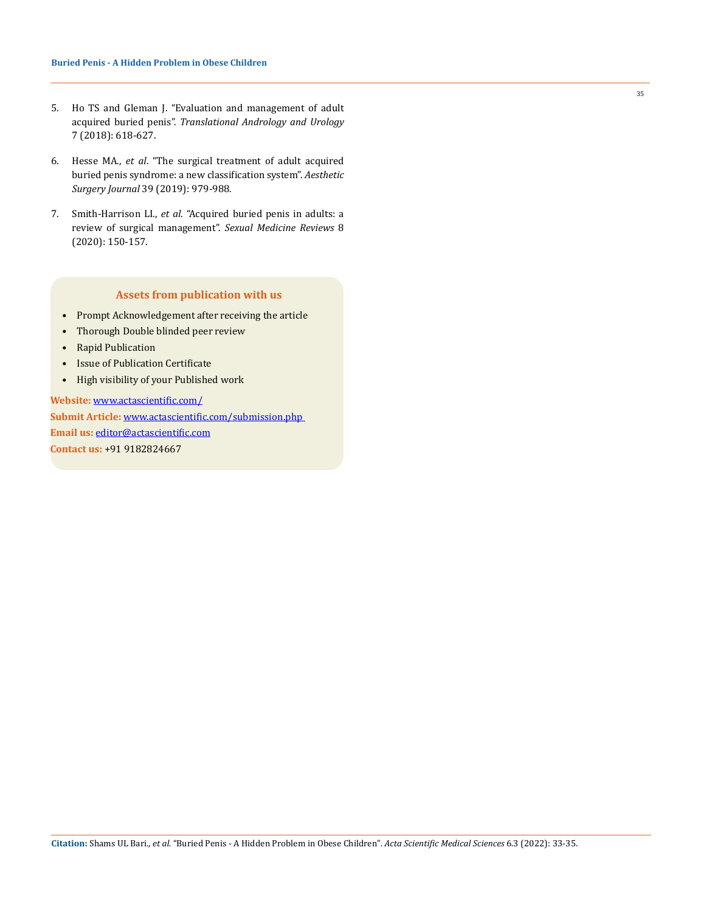5. Ho TS and Gleman J. "Evaluation and management of adult acquired buried penis". *Translational Andrology and Urology* 7 (2018): 618-627.

6. Hesse MA., *et al*. "The surgical treatment of adult acquired buried penis syndrome: a new classification system". *Aesthetic Surgery Journal* 39 (2019): 979-988.

7. Smith-Harrison LI., *et al*. "Acquired buried penis in adults: a review of surgical management". *Sexual Medicine Reviews* 8 (2020): 150-157.

### Assets from publication with us

- Prompt Acknowledgement after receiving the article
- Thorough Double blinded peer review
- Rapid Publication
- Issue of Publication Certificate
- High visibility of your Published work

**Website:** www.actascientific.com/

**Submit Article:** www.actascientific.com/submission.php

**Email us:** editor@actascientific.com

**Contact us:** +91 9182824667